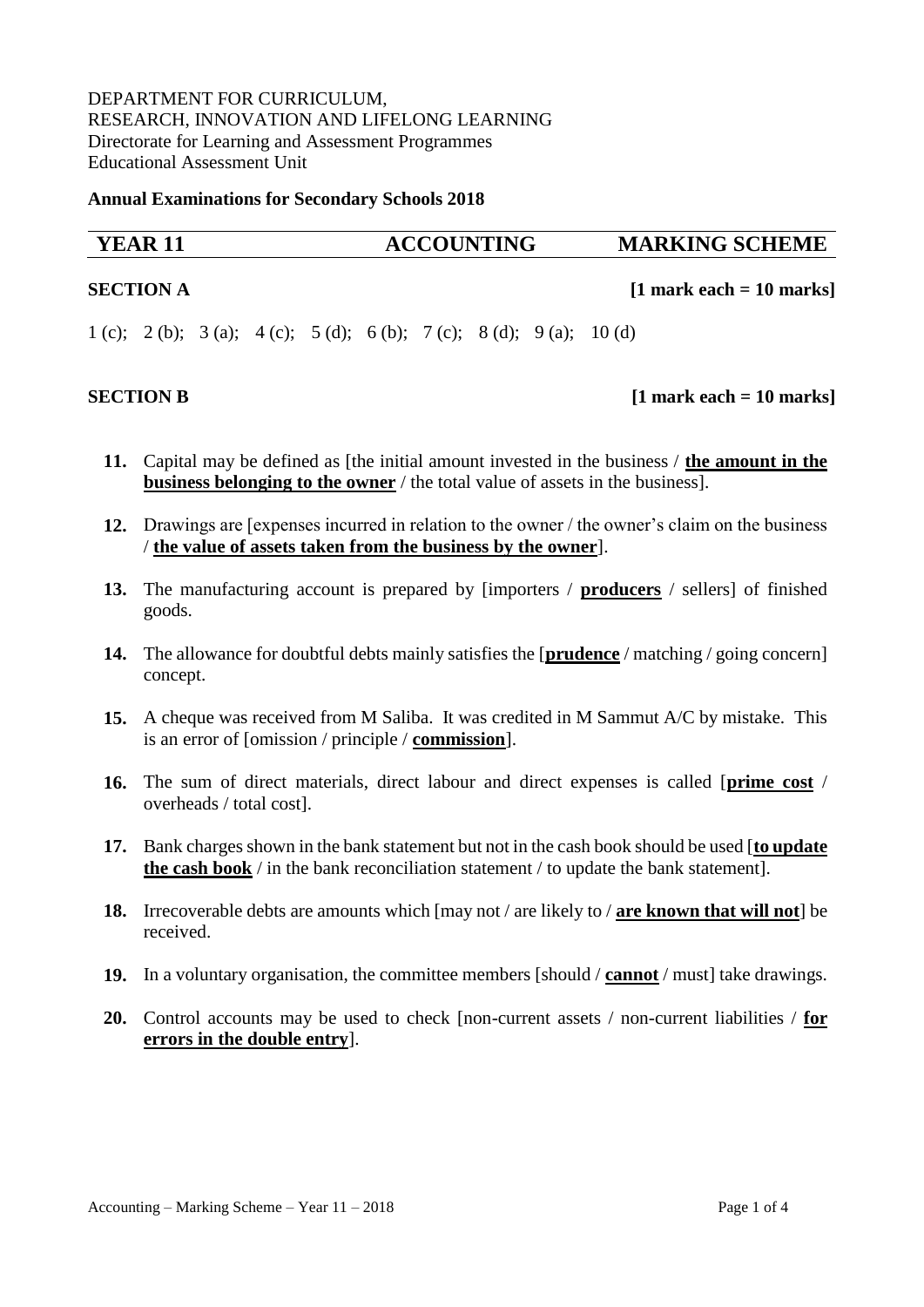DEPARTMENT FOR CURRICULUM,
RESEARCH, INNOVATION AND LIFELONG LEARNING
Directorate for Learning and Assessment Programmes
Educational Assessment Unit

**Annual Examinations for Secondary Schools 2018**

| YEAR 11 | ACCOUNTING | MARKING SCHEME |
|---|---|---|

**SECTION A** **[1 mark each = 10 marks]**

1 (c); 2 (b); 3 (a); 4 (c); 5 (d); 6 (b); 7 (c); 8 (d); 9 (a); 10 (d)

**SECTION B** **[1 mark each = 10 marks]**

**11.** Capital may be defined as [the initial amount invested in the business / **<u>the amount in the business belonging to the owner</u>** / the total value of assets in the business].

**12.** Drawings are [expenses incurred in relation to the owner / the owner's claim on the business / **<u>the value of assets taken from the business by the owner</u>**].

**13.** The manufacturing account is prepared by [importers / **<u>producers</u>** / sellers] of finished goods.

**14.** The allowance for doubtful debts mainly satisfies the [**<u>prudence</u>** / matching / going concern] concept.

**15.** A cheque was received from M Saliba. It was credited in M Sammut A/C by mistake. This is an error of [omission / principle / **<u>commission</u>**].

**16.** The sum of direct materials, direct labour and direct expenses is called [**<u>prime cost</u>** / overheads / total cost].

**17.** Bank charges shown in the bank statement but not in the cash book should be used [**<u>to update the cash book</u>** / in the bank reconciliation statement / to update the bank statement].

**18.** Irrecoverable debts are amounts which [may not / are likely to / **<u>are known that will not</u>**] be received.

**19.** In a voluntary organisation, the committee members [should / **<u>cannot</u>** / must] take drawings.

**20.** Control accounts may be used to check [non-current assets / non-current liabilities / **<u>for errors in the double entry</u>**].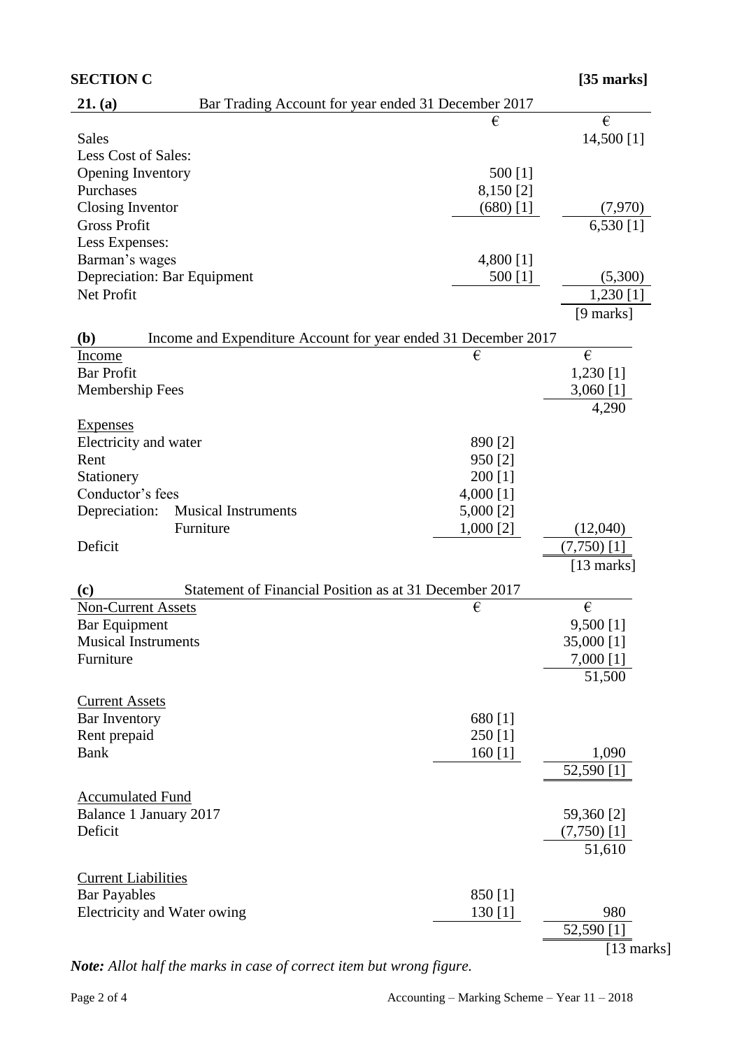**SECTION C** **[35 marks]**

**21. (a)** Bar Trading Account for year ended 31 December 2017

| | € | € |
|---|---|---|
| Sales | | 14,500 [1] |
| Less Cost of Sales: | | |
| Opening Inventory | 500 [1] | |
| Purchases | 8,150 [2] | |
| Closing Inventor | (680) [1] | (7,970) |
| Gross Profit | | 6,530 [1] |
| Less Expenses: | | |
| Barman's wages | 4,800 [1] | |
| Depreciation: Bar Equipment | 500 [1] | (5,300) |
| Net Profit | | 1,230 [1] |
| | | [9 marks] |

**(b)** Income and Expenditure Account for year ended 31 December 2017

| Income | € | € |
|---|---|---|
| Bar Profit | | 1,230 [1] |
| Membership Fees | | 3,060 [1] |
| | | 4,290 |
| Expenses | | |
| Electricity and water | 890 [2] | |
| Rent | 950 [2] | |
| Stationery | 200 [1] | |
| Conductor's fees | 4,000 [1] | |
| Depreciation: Musical Instruments | 5,000 [2] | |
| Furniture | 1,000 [2] | (12,040) |
| Deficit | | (7,750) [1] |
| | | [13 marks] |

**(c)** Statement of Financial Position as at 31 December 2017

| Non-Current Assets | € | € |
|---|---|---|
| Bar Equipment | | 9,500 [1] |
| Musical Instruments | | 35,000 [1] |
| Furniture | | 7,000 [1] |
| | | 51,500 |
| Current Assets | | |
| Bar Inventory | 680 [1] | |
| Rent prepaid | 250 [1] | |
| Bank | 160 [1] | 1,090 |
| | | 52,590 [1] |
| Accumulated Fund | | |
| Balance 1 January 2017 | | 59,360 [2] |
| Deficit | | (7,750) [1] |
| | | 51,610 |
| Current Liabilities | | |
| Bar Payables | 850 [1] | |
| Electricity and Water owing | 130 [1] | 980 |
| | | 52,590 [1] |
| | | [13 marks] |

***Note:** Allot half the marks in case of correct item but wrong figure.*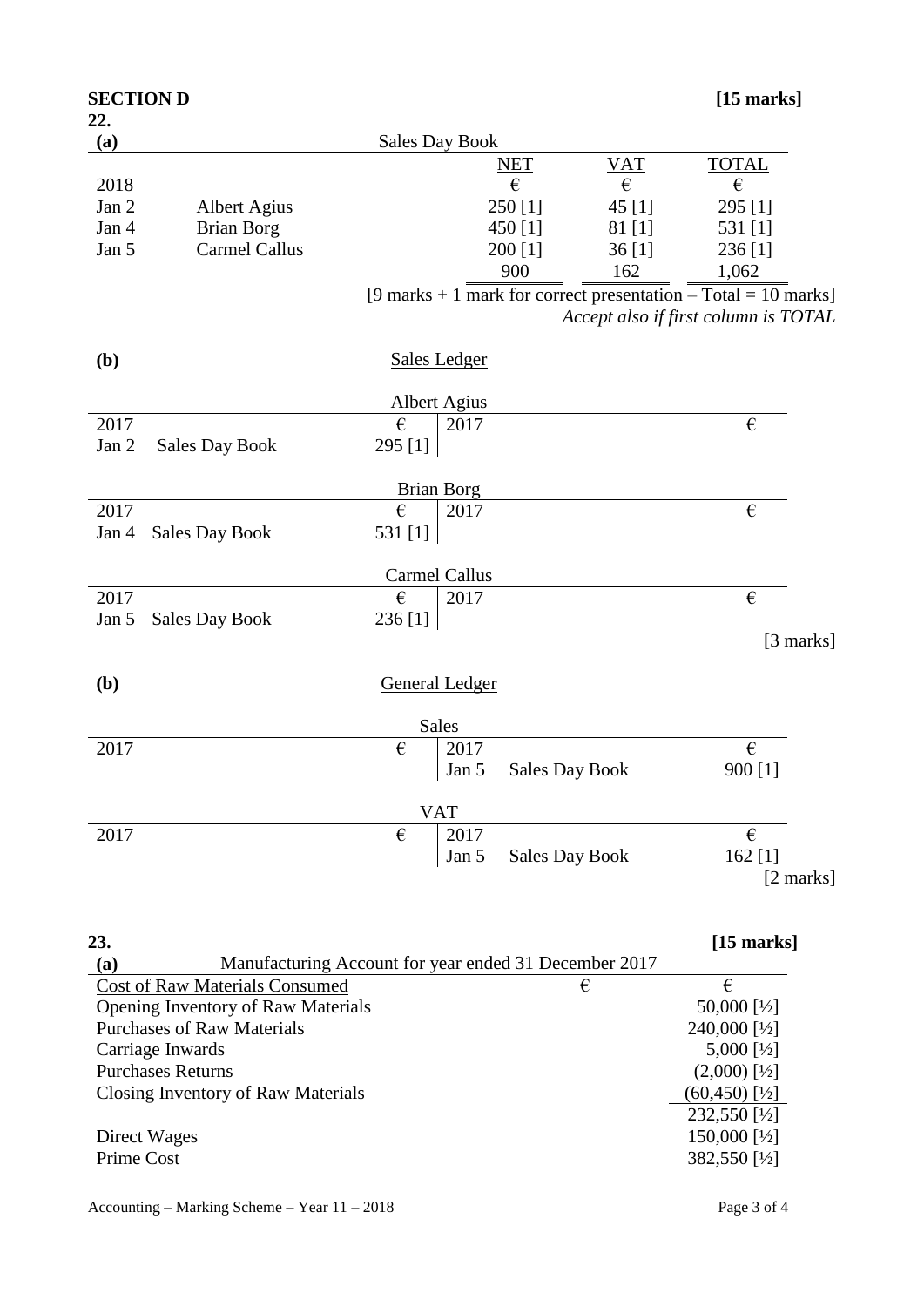**SECTION D** **[15 marks]**

**22.**

**(a)** Sales Day Book

| | | NET | VAT | TOTAL |
|---|---|---|---|---|
| 2018 | | € | € | € |
| Jan 2 | Albert Agius | 250 [1] | 45 [1] | 295 [1] |
| Jan 4 | Brian Borg | 450 [1] | 81 [1] | 531 [1] |
| Jan 5 | Carmel Callus | 200 [1] | 36 [1] | 236 [1] |
| | | 900 | 162 | 1,062 |

[9 marks + 1 mark for correct presentation – Total = 10 marks]

*Accept also if first column is TOTAL*

**(b)** Sales Ledger

Albert Agius

| 2017 | | € | 2017 | | € |
|---|---|---|---|---|---|
| Jan 2 | Sales Day Book | 295 [1] | | | |

Brian Borg

| 2017 | | € | 2017 | | € |
|---|---|---|---|---|---|
| Jan 4 | Sales Day Book | 531 [1] | | | |

Carmel Callus

| 2017 | | € | 2017 | | € |
|---|---|---|---|---|---|
| Jan 5 | Sales Day Book | 236 [1] | | | |

[3 marks]

**(b)** General Ledger

Sales

| 2017 | | € | 2017 | | € |
|---|---|---|---|---|---|
| | | | Jan 5 | Sales Day Book | 900 [1] |

VAT

| 2017 | | € | 2017 | | € |
|---|---|---|---|---|---|
| | | | Jan 5 | Sales Day Book | 162 [1] |

[2 marks]

**23.** **[15 marks]**

**(a)** Manufacturing Account for year ended 31 December 2017

| Cost of Raw Materials Consumed | € | € |
|---|---|---|
| Opening Inventory of Raw Materials | | 50,000 [½] |
| Purchases of Raw Materials | | 240,000 [½] |
| Carriage Inwards | | 5,000 [½] |
| Purchases Returns | | (2,000) [½] |
| Closing Inventory of Raw Materials | | (60,450) [½] |
| | | 232,550 [½] |
| Direct Wages | | 150,000 [½] |
| Prime Cost | | 382,550 [½] |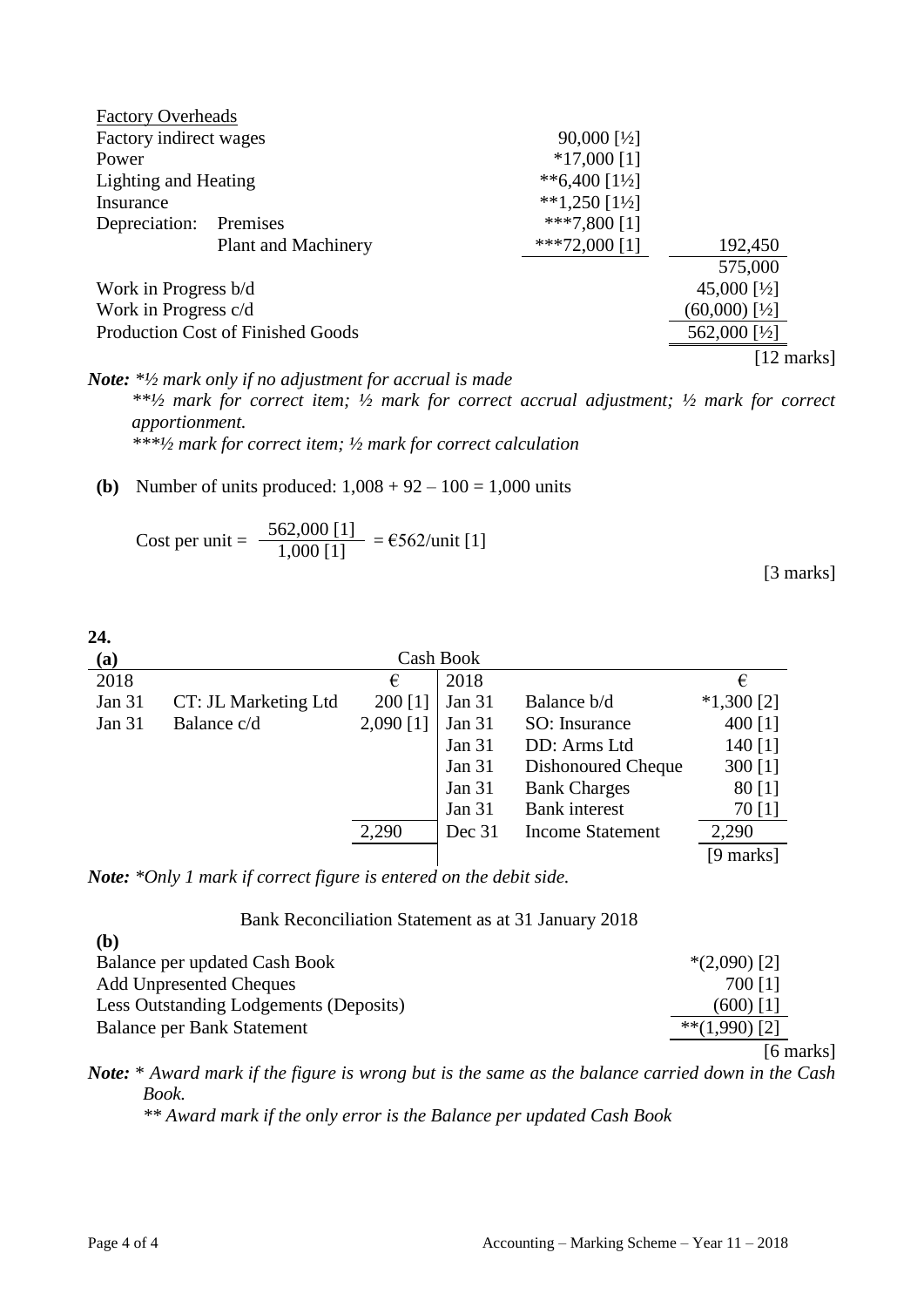| | | | |
|---|---|---|---|
| Factory Overheads | | | |
| Factory indirect wages | | 90,000 [½] | |
| Power | | *17,000 [1] | |
| Lighting and Heating | | **6,400 [1½] | |
| Insurance | | **1,250 [1½] | |
| Depreciation: | Premises | ***7,800 [1] | |
| | Plant and Machinery | ***72,000 [1] | 192,450 |
| | | | 575,000 |
| Work in Progress b/d | | | 45,000 [½] |
| Work in Progress c/d | | | (60,000) [½] |
| Production Cost of Finished Goods | | | 562,000 [½] |
| | | | [12 marks] |

***Note:*** *\*½ mark only if no adjustment for accrual is made*
*\*\*½ mark for correct item; ½ mark for correct accrual adjustment; ½ mark for correct apportionment.*
*\*\*\*½ mark for correct item; ½ mark for correct calculation*

**(b)** Number of units produced: 1,008 + 92 – 100 = 1,000 units

$$\text{Cost per unit} = \frac{562{,}000\ [1]}{1{,}000\ [1]} = €562/\text{unit}\ [1]$$

[3 marks]

**24.**

**(a)** Cash Book

| 2018 | | € | 2018 | | € |
|---|---|---|---|---|---|
| Jan 31 | CT: JL Marketing Ltd | 200 [1] | Jan 31 | Balance b/d | *1,300 [2] |
| Jan 31 | Balance c/d | 2,090 [1] | Jan 31 | SO: Insurance | 400 [1] |
| | | | Jan 31 | DD: Arms Ltd | 140 [1] |
| | | | Jan 31 | Dishonoured Cheque | 300 [1] |
| | | | Jan 31 | Bank Charges | 80 [1] |
| | | | Jan 31 | Bank interest | 70 [1] |
| | | 2,290 | Dec 31 | Income Statement | 2,290 |
| | | | | | [9 marks] |

***Note:*** *\*Only 1 mark if correct figure is entered on the debit side.*

Bank Reconciliation Statement as at 31 January 2018

**(b)**

| | |
|---|---|
| Balance per updated Cash Book | *(2,090) [2] |
| Add Unpresented Cheques | 700 [1] |
| Less Outstanding Lodgements (Deposits) | (600) [1] |
| Balance per Bank Statement | **(1,990) [2] |
| | [6 marks] |

***Note:*** *\* Award mark if the figure is wrong but is the same as the balance carried down in the Cash Book.*
*\*\* Award mark if the only error is the Balance per updated Cash Book*